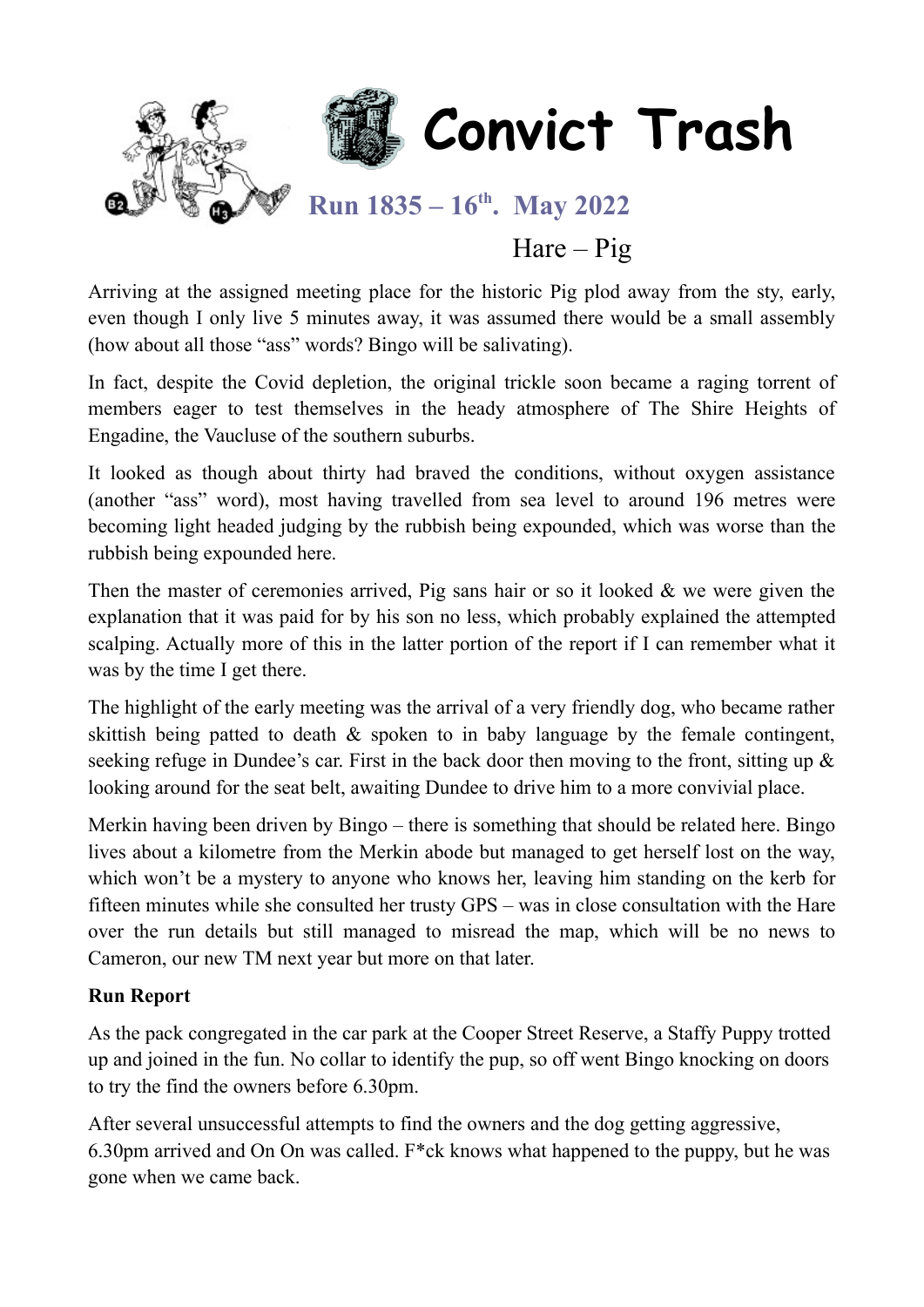# Convict Trash

## Run 1835 – 16th. May 2022

Hare – Pig

Arriving at the assigned meeting place for the historic Pig plod away from the sty, early, even though I only live 5 minutes away, it was assumed there would be a small assembly (how about all those "ass" words? Bingo will be salivating).

In fact, despite the Covid depletion, the original trickle soon became a raging torrent of members eager to test themselves in the heady atmosphere of The Shire Heights of Engadine, the Vaucluse of the southern suburbs.

It looked as though about thirty had braved the conditions, without oxygen assistance (another "ass" word), most having travelled from sea level to around 196 metres were becoming light headed judging by the rubbish being expounded, which was worse than the rubbish being expounded here.

Then the master of ceremonies arrived, Pig sans hair or so it looked & we were given the explanation that it was paid for by his son no less, which probably explained the attempted scalping. Actually more of this in the latter portion of the report if I can remember what it was by the time I get there.

The highlight of the early meeting was the arrival of a very friendly dog, who became rather skittish being patted to death & spoken to in baby language by the female contingent, seeking refuge in Dundee's car. First in the back door then moving to the front, sitting up & looking around for the seat belt, awaiting Dundee to drive him to a more convivial place.

Merkin having been driven by Bingo – there is something that should be related here. Bingo lives about a kilometre from the Merkin abode but managed to get herself lost on the way, which won't be a mystery to anyone who knows her, leaving him standing on the kerb for fifteen minutes while she consulted her trusty GPS – was in close consultation with the Hare over the run details but still managed to misread the map, which will be no news to Cameron, our new TM next year but more on that later.

**Run Report**

As the pack congregated in the car park at the Cooper Street Reserve, a Staffy Puppy trotted up and joined in the fun. No collar to identify the pup, so off went Bingo knocking on doors to try the find the owners before 6.30pm.

After several unsuccessful attempts to find the owners and the dog getting aggressive, 6.30pm arrived and On On was called. F*ck knows what happened to the puppy, but he was gone when we came back.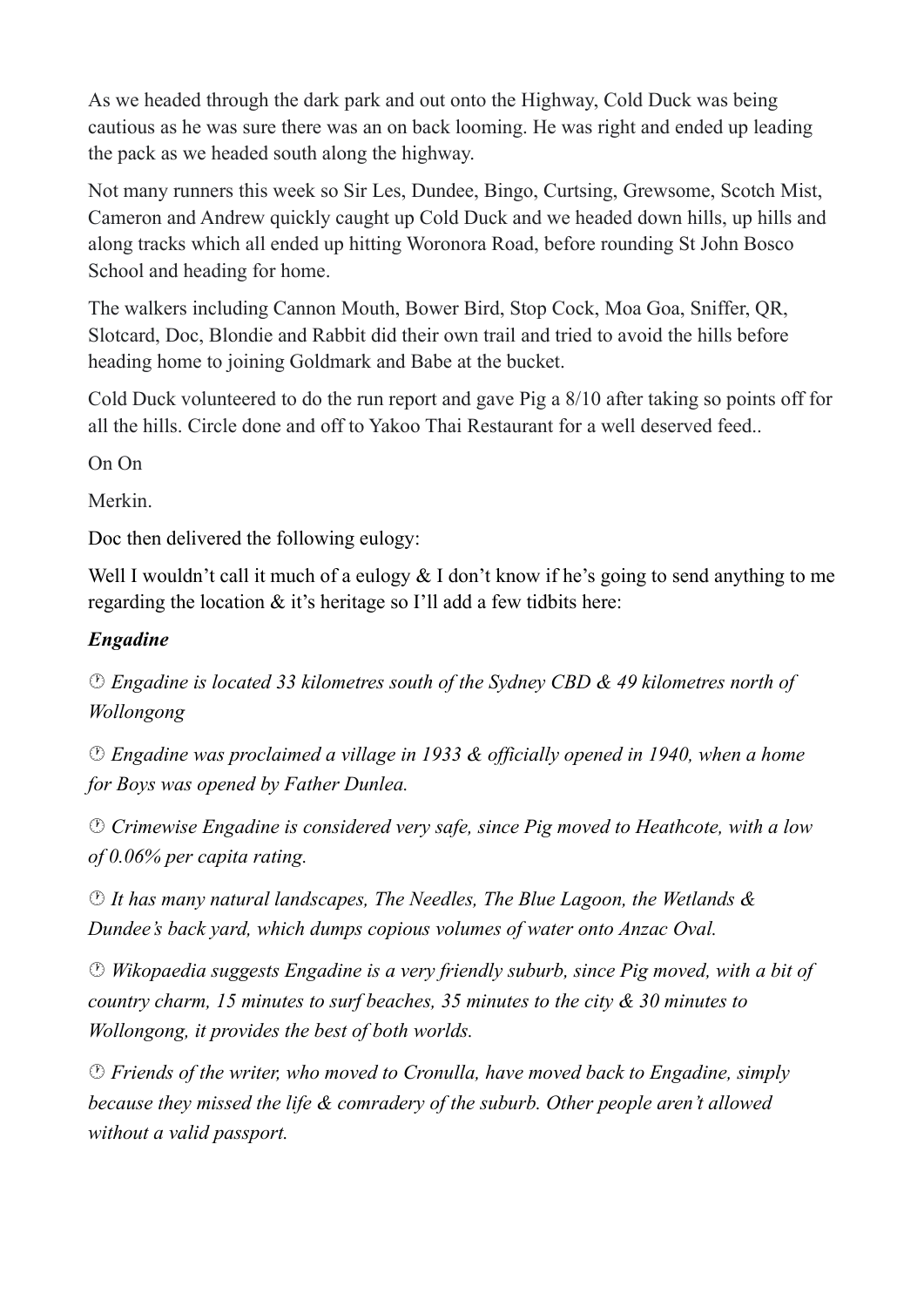As we headed through the dark park and out onto the Highway, Cold Duck was being cautious as he was sure there was an on back looming. He was right and ended up leading the pack as we headed south along the highway.

Not many runners this week so Sir Les, Dundee, Bingo, Curtsing, Grewsome, Scotch Mist, Cameron and Andrew quickly caught up Cold Duck and we headed down hills, up hills and along tracks which all ended up hitting Woronora Road, before rounding St John Bosco School and heading for home.

The walkers including Cannon Mouth, Bower Bird, Stop Cock, Moa Goa, Sniffer, QR, Slotcard, Doc, Blondie and Rabbit did their own trail and tried to avoid the hills before heading home to joining Goldmark and Babe at the bucket.

Cold Duck volunteered to do the run report and gave Pig a 8/10 after taking so points off for all the hills. Circle done and off to Yakoo Thai Restaurant for a well deserved feed..

On On

Merkin.

Doc then delivered the following eulogy:

Well I wouldn't call it much of a eulogy & I don't know if he's going to send anything to me regarding the location & it's heritage so I'll add a few tidbits here:

***Engadine***

- *Engadine is located 33 kilometres south of the Sydney CBD & 49 kilometres north of Wollongong*
- *Engadine was proclaimed a village in 1933 & officially opened in 1940, when a home for Boys was opened by Father Dunlea.*
- *Crimewise Engadine is considered very safe, since Pig moved to Heathcote, with a low of 0.06% per capita rating.*
- *It has many natural landscapes, The Needles, The Blue Lagoon, the Wetlands & Dundee's back yard, which dumps copious volumes of water onto Anzac Oval.*
- *Wikopaedia suggests Engadine is a very friendly suburb, since Pig moved, with a bit of country charm, 15 minutes to surf beaches, 35 minutes to the city & 30 minutes to Wollongong, it provides the best of both worlds.*
- *Friends of the writer, who moved to Cronulla, have moved back to Engadine, simply because they missed the life & comradery of the suburb. Other people aren't allowed without a valid passport.*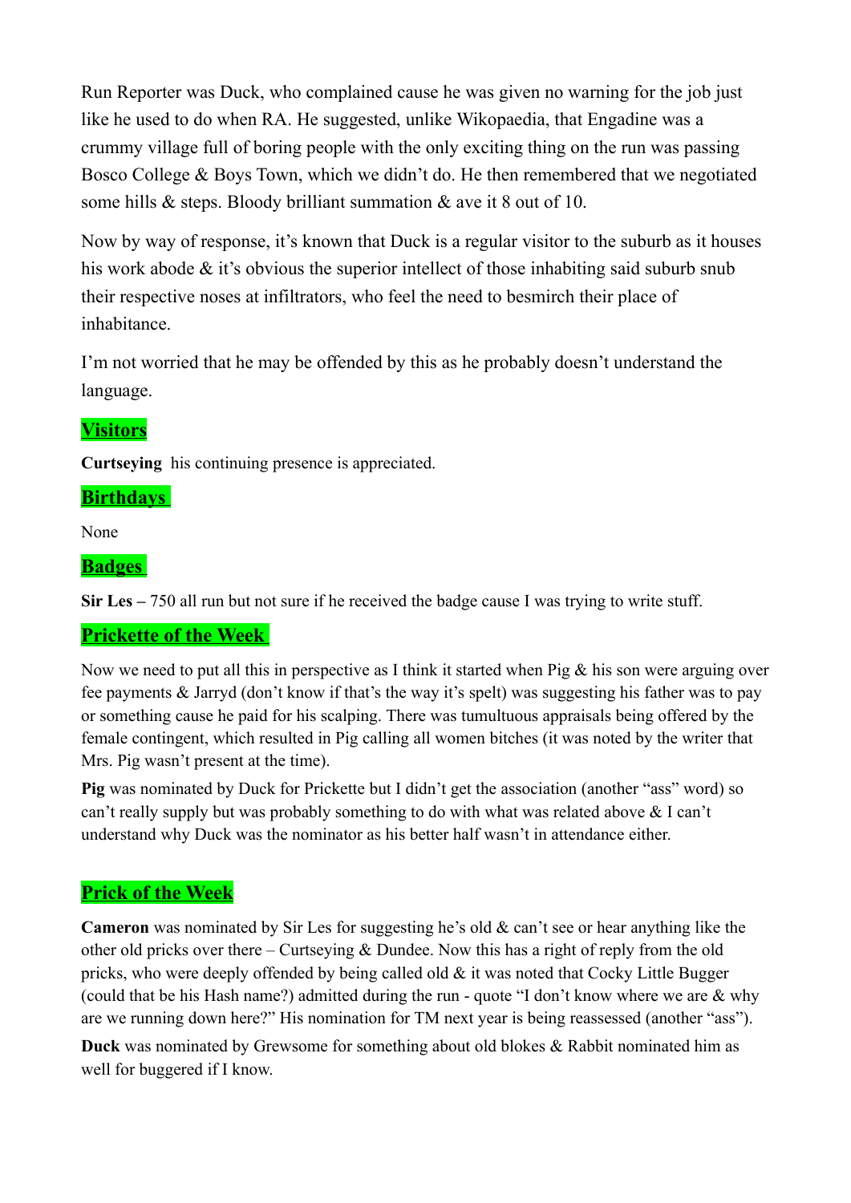Run Reporter was Duck, who complained cause he was given no warning for the job just like he used to do when RA. He suggested, unlike Wikopaedia, that Engadine was a crummy village full of boring people with the only exciting thing on the run was passing Bosco College & Boys Town, which we didn't do. He then remembered that we negotiated some hills & steps. Bloody brilliant summation & ave it 8 out of 10.

Now by way of response, it's known that Duck is a regular visitor to the suburb as it houses his work abode & it's obvious the superior intellect of those inhabiting said suburb snub their respective noses at infiltrators, who feel the need to besmirch their place of inhabitance.

I'm not worried that he may be offended by this as he probably doesn't understand the language.

## Visitors

**Curtseying** his continuing presence is appreciated.

## Birthdays

None

## Badges

**Sir Les –** 750 all run but not sure if he received the badge cause I was trying to write stuff.

## Prickette of the Week

Now we need to put all this in perspective as I think it started when Pig & his son were arguing over fee payments & Jarryd (don't know if that's the way it's spelt) was suggesting his father was to pay or something cause he paid for his scalping. There was tumultuous appraisals being offered by the female contingent, which resulted in Pig calling all women bitches (it was noted by the writer that Mrs. Pig wasn't present at the time).

**Pig** was nominated by Duck for Prickette but I didn't get the association (another "ass" word) so can't really supply but was probably something to do with what was related above & I can't understand why Duck was the nominator as his better half wasn't in attendance either.

## Prick of the Week

**Cameron** was nominated by Sir Les for suggesting he's old & can't see or hear anything like the other old pricks over there – Curtseying & Dundee. Now this has a right of reply from the old pricks, who were deeply offended by being called old & it was noted that Cocky Little Bugger (could that be his Hash name?) admitted during the run - quote "I don't know where we are & why are we running down here?" His nomination for TM next year is being reassessed (another "ass").

**Duck** was nominated by Grewsome for something about old blokes & Rabbit nominated him as well for buggered if I know.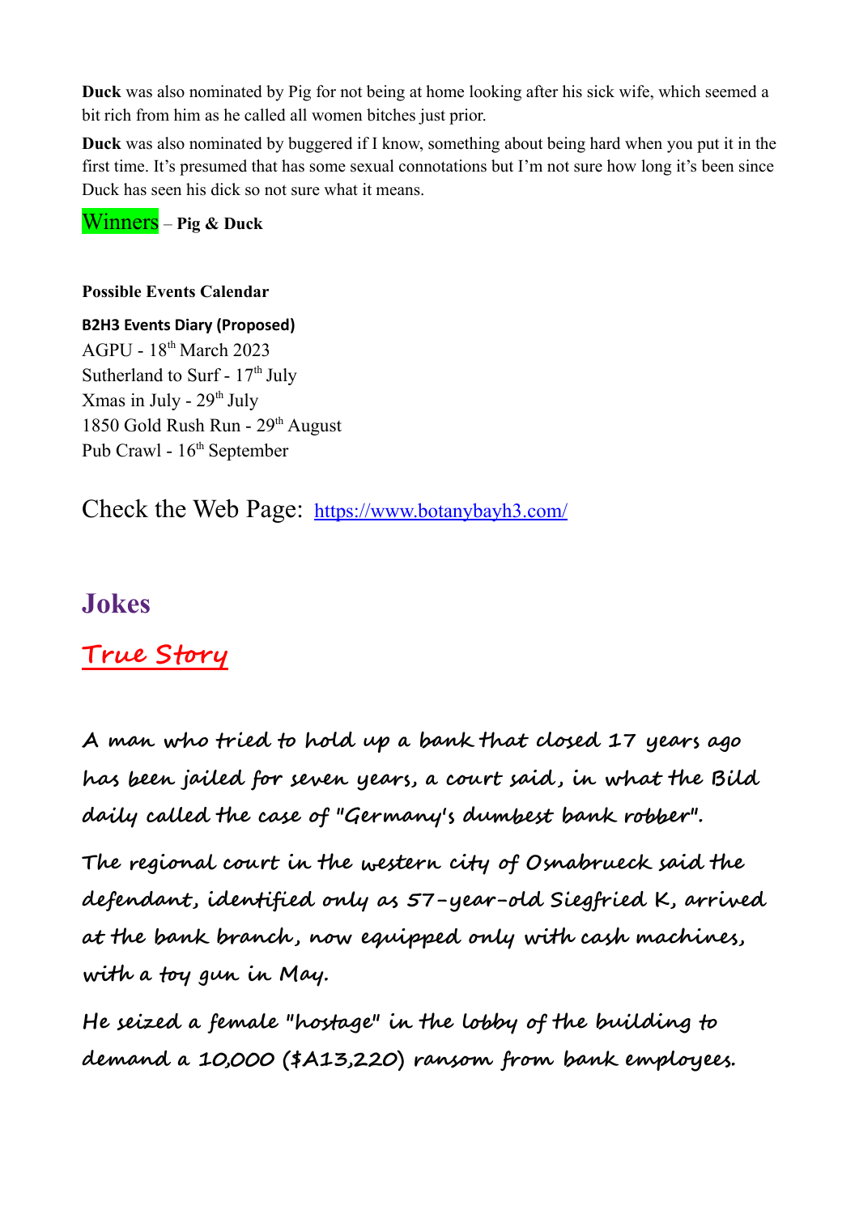**Duck** was also nominated by Pig for not being at home looking after his sick wife, which seemed a bit rich from him as he called all women bitches just prior.

**Duck** was also nominated by buggered if I know, something about being hard when you put it in the first time. It's presumed that has some sexual connotations but I'm not sure how long it's been since Duck has seen his dick so not sure what it means.

Winners – **Pig & Duck**

**Possible Events Calendar**

**B2H3 Events Diary (Proposed)**

AGPU - 18th March 2023
Sutherland to Surf - 17th July
Xmas in July - 29th July
1850 Gold Rush Run - 29th August
Pub Crawl - 16th September

Check the Web Page: [https://www.botanybayh3.com/](https://www.botanybayh3.com/)

## Jokes

### True Story

**A man who tried to hold up a bank that closed 17 years ago has been jailed for seven years, a court said, in what the Bild daily called the case of "Germany's dumbest bank robber".**

**The regional court in the western city of Osnabrueck said the defendant, identified only as 57-year-old Siegfried K, arrived at the bank branch, now equipped only with cash machines, with a toy gun in May.**

**He seized a female "hostage" in the lobby of the building to demand a 10,000 ($A13,220) ransom from bank employees.**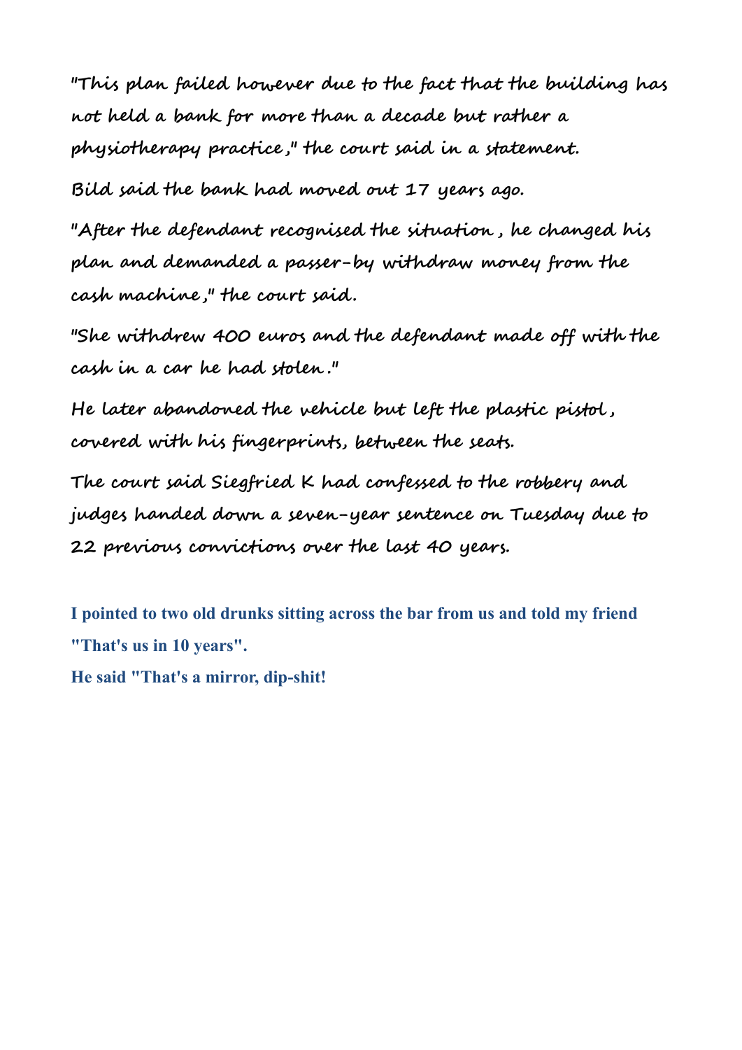"This plan failed however due to the fact that the building has not held a bank for more than a decade but rather a physiotherapy practice," the court said in a statement.

Bild said the bank had moved out 17 years ago.

"After the defendant recognised the situation, he changed his plan and demanded a passer-by withdraw money from the cash machine," the court said.

"She withdrew 400 euros and the defendant made off with the cash in a car he had stolen."

He later abandoned the vehicle but left the plastic pistol, covered with his fingerprints, between the seats.

The court said Siegfried K had confessed to the robbery and judges handed down a seven-year sentence on Tuesday due to 22 previous convictions over the last 40 years.

**I pointed to two old drunks sitting across the bar from us and told my friend "That's us in 10 years".**
**He said "That's a mirror, dip-shit!**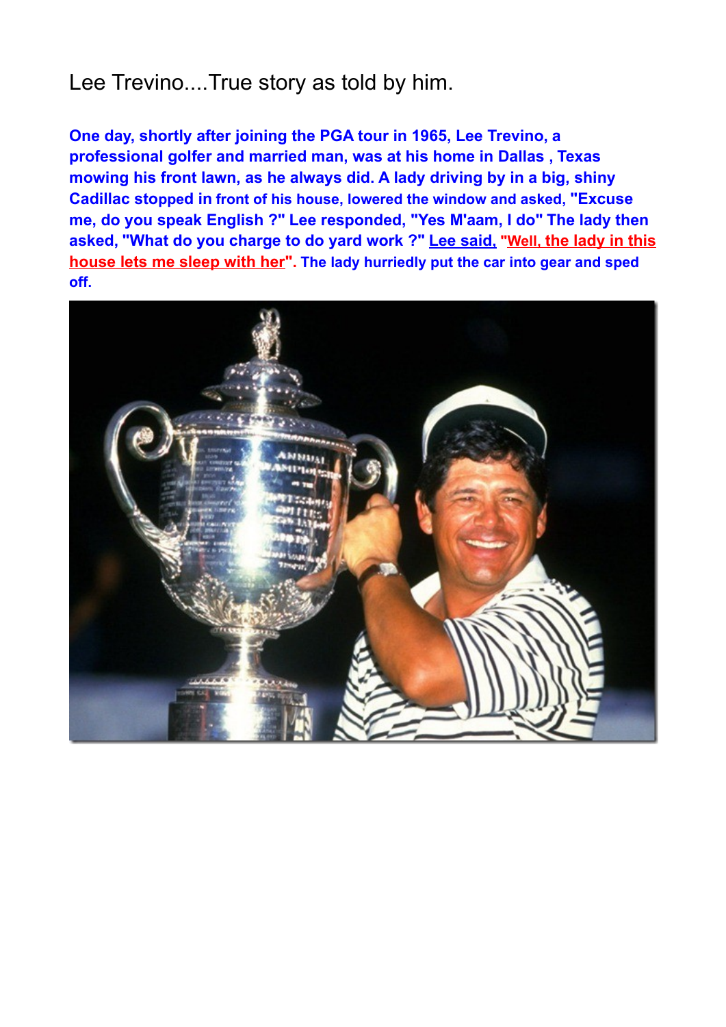Lee Trevino....True story as told by him.

**One day, shortly after joining the PGA tour in 1965, Lee Trevino, a professional golfer and married man, was at his home in Dallas , Texas mowing his front lawn, as he always did. A lady driving by in a big, shiny Cadillac stopped in front of his house, lowered the window and asked, "Excuse me, do you speak English ?" Lee responded, "Yes M'aam, I do" The lady then asked, "What do you charge to do yard work ?" Lee said, "Well, the lady in this house lets me sleep with her". The lady hurriedly put the car into gear and sped off.**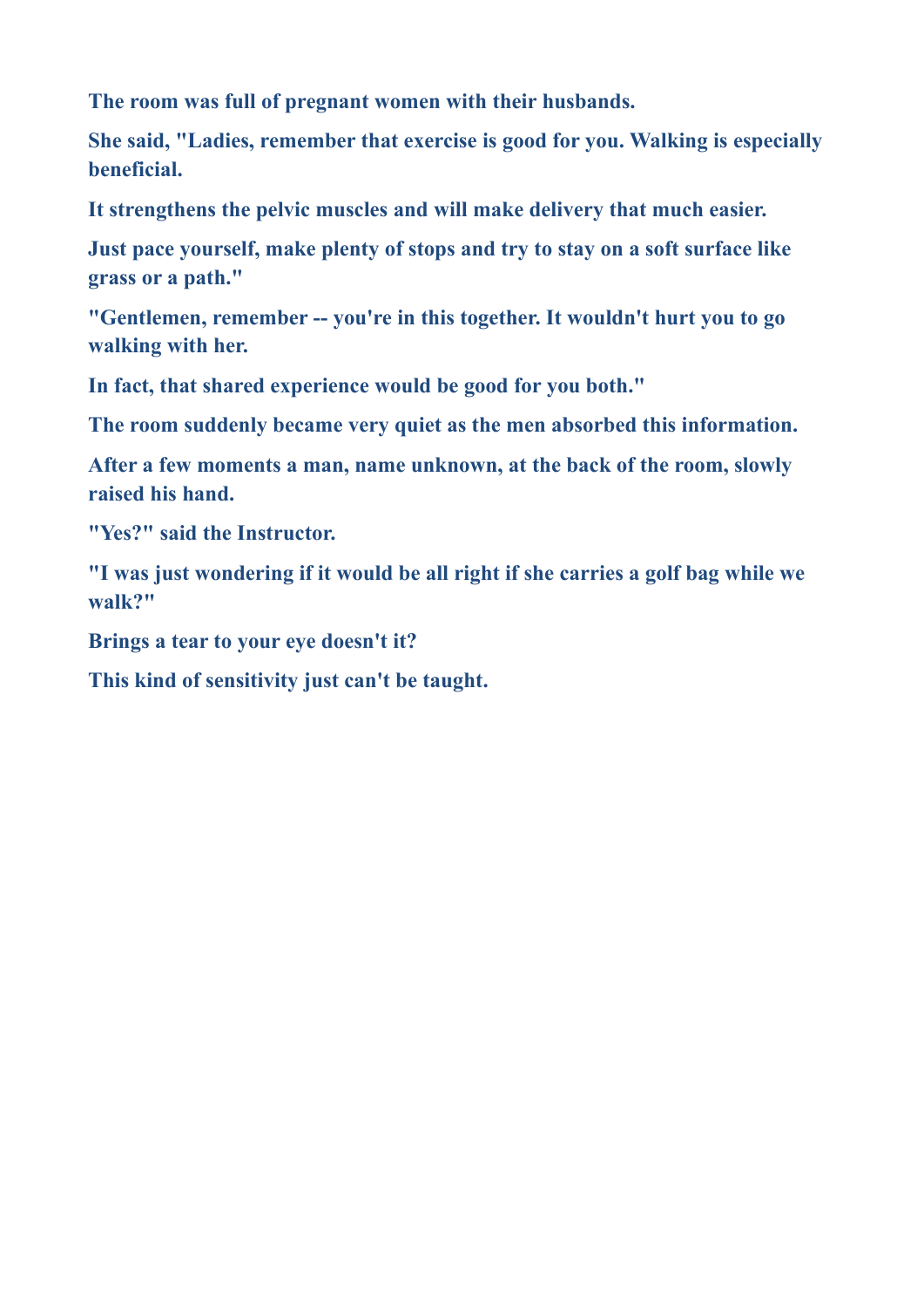**The room was full of pregnant women with their husbands.**

**She said, "Ladies, remember that exercise is good for you. Walking is especially beneficial.**

**It strengthens the pelvic muscles and will make delivery that much easier.**

**Just pace yourself, make plenty of stops and try to stay on a soft surface like grass or a path."**

**"Gentlemen, remember -- you're in this together. It wouldn't hurt you to go walking with her.**

**In fact, that shared experience would be good for you both."**

**The room suddenly became very quiet as the men absorbed this information.**

**After a few moments a man, name unknown, at the back of the room, slowly raised his hand.**

**"Yes?" said the Instructor.**

**"I was just wondering if it would be all right if she carries a golf bag while we walk?"**

**Brings a tear to your eye doesn't it?**

**This kind of sensitivity just can't be taught.**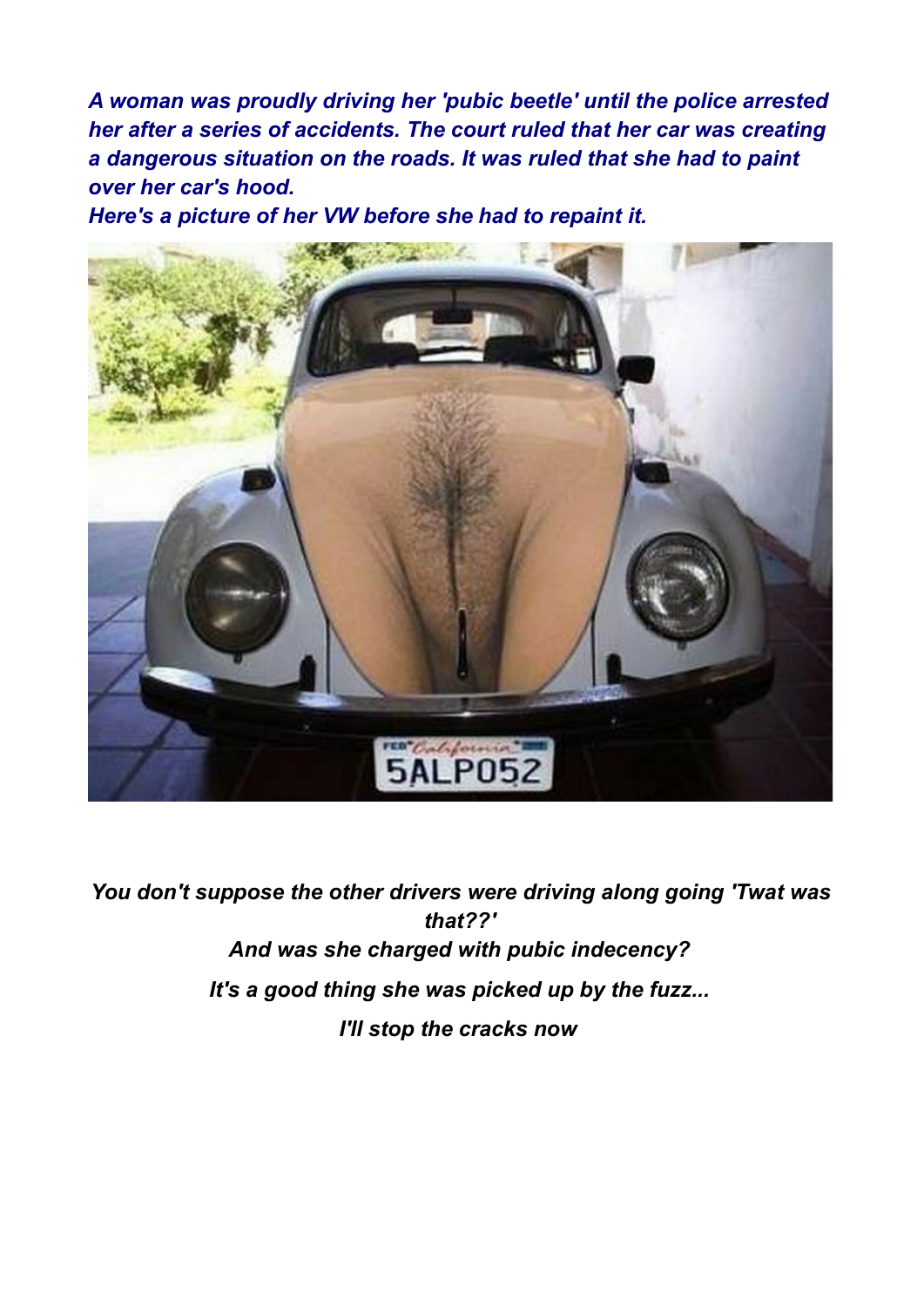***A woman was proudly driving her 'pubic beetle' until the police arrested her after a series of accidents. The court ruled that her car was creating a dangerous situation on the roads. It was ruled that she had to paint over her car's hood.***

***Here's a picture of her VW before she had to repaint it.***

***You don't suppose the other drivers were driving along going 'Twat was that??'***

***And was she charged with pubic indecency?***

***It's a good thing she was picked up by the fuzz...***

***I'll stop the cracks now***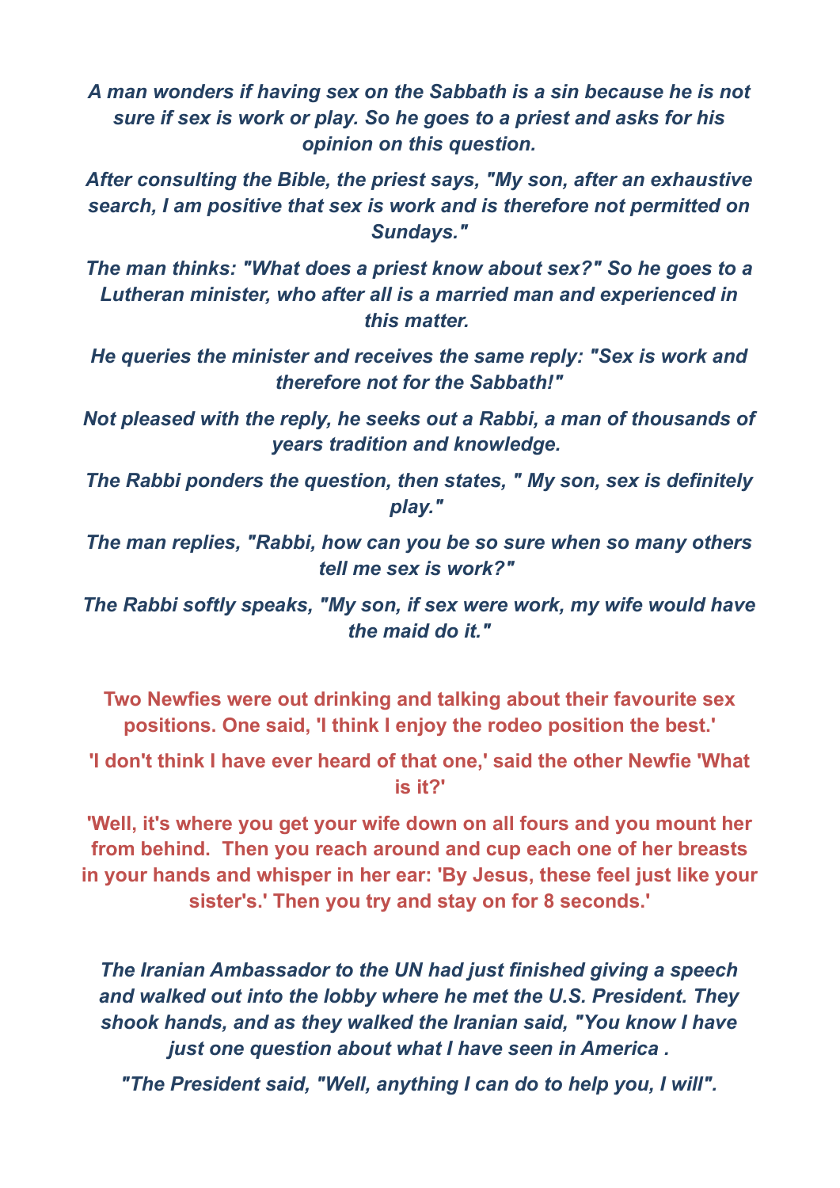*A man wonders if having sex on the Sabbath is a sin because he is not sure if sex is work or play. So he goes to a priest and asks for his opinion on this question.*

*After consulting the Bible, the priest says, "My son, after an exhaustive search, I am positive that sex is work and is therefore not permitted on Sundays."*

*The man thinks: "What does a priest know about sex?" So he goes to a Lutheran minister, who after all is a married man and experienced in this matter.*

*He queries the minister and receives the same reply: "Sex is work and therefore not for the Sabbath!"*

*Not pleased with the reply, he seeks out a Rabbi, a man of thousands of years tradition and knowledge.*

*The Rabbi ponders the question, then states, " My son, sex is definitely play."*

*The man replies, "Rabbi, how can you be so sure when so many others tell me sex is work?"*

*The Rabbi softly speaks, "My son, if sex were work, my wife would have the maid do it."*

**Two Newfies were out drinking and talking about their favourite sex positions. One said, 'I think I enjoy the rodeo position the best.'**

**'I don't think I have ever heard of that one,' said the other Newfie 'What is it?'**

**'Well, it's where you get your wife down on all fours and you mount her from behind. Then you reach around and cup each one of her breasts in your hands and whisper in her ear: 'By Jesus, these feel just like your sister's.' Then you try and stay on for 8 seconds.'**

*The Iranian Ambassador to the UN had just finished giving a speech and walked out into the lobby where he met the U.S. President. They shook hands, and as they walked the Iranian said, "You know I have just one question about what I have seen in America .*

*"The President said, "Well, anything I can do to help you, I will".*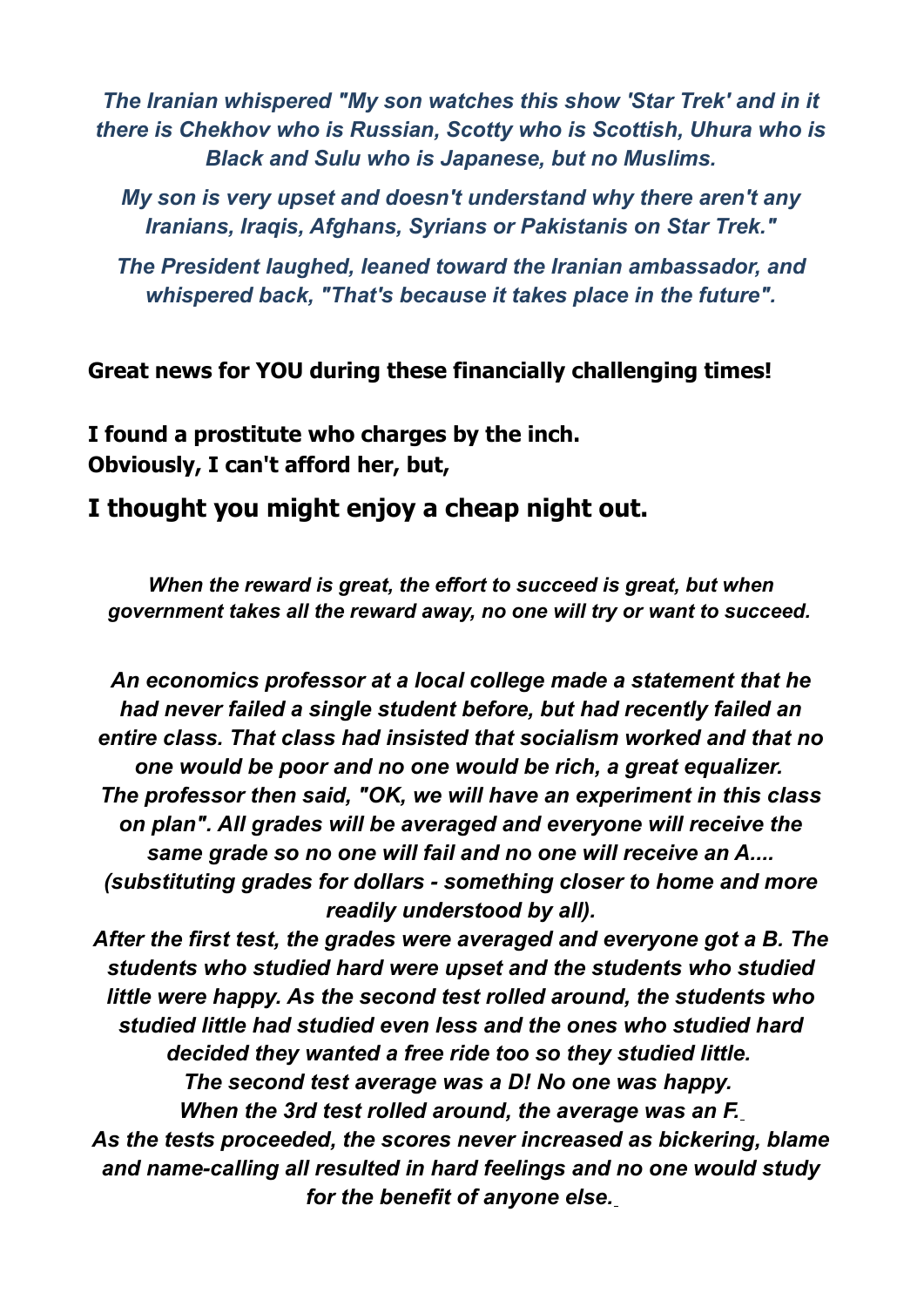*The Iranian whispered "My son watches this show 'Star Trek' and in it there is Chekhov who is Russian, Scotty who is Scottish, Uhura who is Black and Sulu who is Japanese, but no Muslims.*

*My son is very upset and doesn't understand why there aren't any Iranians, Iraqis, Afghans, Syrians or Pakistanis on Star Trek."*

*The President laughed, leaned toward the Iranian ambassador, and whispered back, "That's because it takes place in the future".*

**Great news for YOU during these financially challenging times!**

**I found a prostitute who charges by the inch.**
**Obviously, I can't afford her, but,**

**I thought you might enjoy a cheap night out.**

*When the reward is great, the effort to succeed is great, but when government takes all the reward away, no one will try or want to succeed.*

*An economics professor at a local college made a statement that he had never failed a single student before, but had recently failed an entire class. That class had insisted that socialism worked and that no one would be poor and no one would be rich, a great equalizer.*
*The professor then said, "OK, we will have an experiment in this class on plan". All grades will be averaged and everyone will receive the same grade so no one will fail and no one will receive an A.... (substituting grades for dollars - something closer to home and more readily understood by all).*
*After the first test, the grades were averaged and everyone got a B. The students who studied hard were upset and the students who studied little were happy. As the second test rolled around, the students who studied little had studied even less and the ones who studied hard decided they wanted a free ride too so they studied little.*
*The second test average was a D! No one was happy.*
*When the 3rd test rolled around, the average was an F.*
*As the tests proceeded, the scores never increased as bickering, blame and name-calling all resulted in hard feelings and no one would study for the benefit of anyone else.*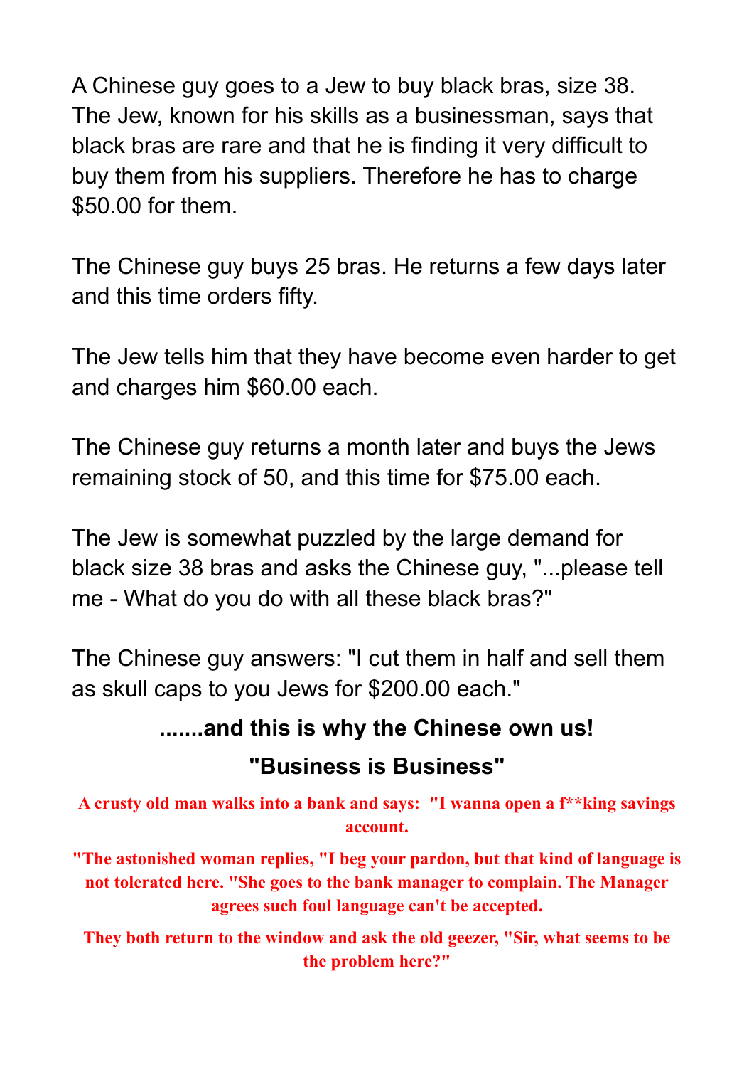A Chinese guy goes to a Jew to buy black bras, size 38. The Jew, known for his skills as a businessman, says that black bras are rare and that he is finding it very difficult to buy them from his suppliers. Therefore he has to charge $50.00 for them.

The Chinese guy buys 25 bras. He returns a few days later and this time orders fifty.

The Jew tells him that they have become even harder to get and charges him $60.00 each.

The Chinese guy returns a month later and buys the Jews remaining stock of 50, and this time for $75.00 each.

The Jew is somewhat puzzled by the large demand for black size 38 bras and asks the Chinese guy, "...please tell me - What do you do with all these black bras?"

The Chinese guy answers: "I cut them in half and sell them as skull caps to you Jews for $200.00 each."

**.......and this is why the Chinese own us!**

**"Business is Business"**

**A crusty old man walks into a bank and says: "I wanna open a f**king savings account.**

**"The astonished woman replies, "I beg your pardon, but that kind of language is not tolerated here. "She goes to the bank manager to complain. The Manager agrees such foul language can't be accepted.**

**They both return to the window and ask the old geezer, "Sir, what seems to be the problem here?"**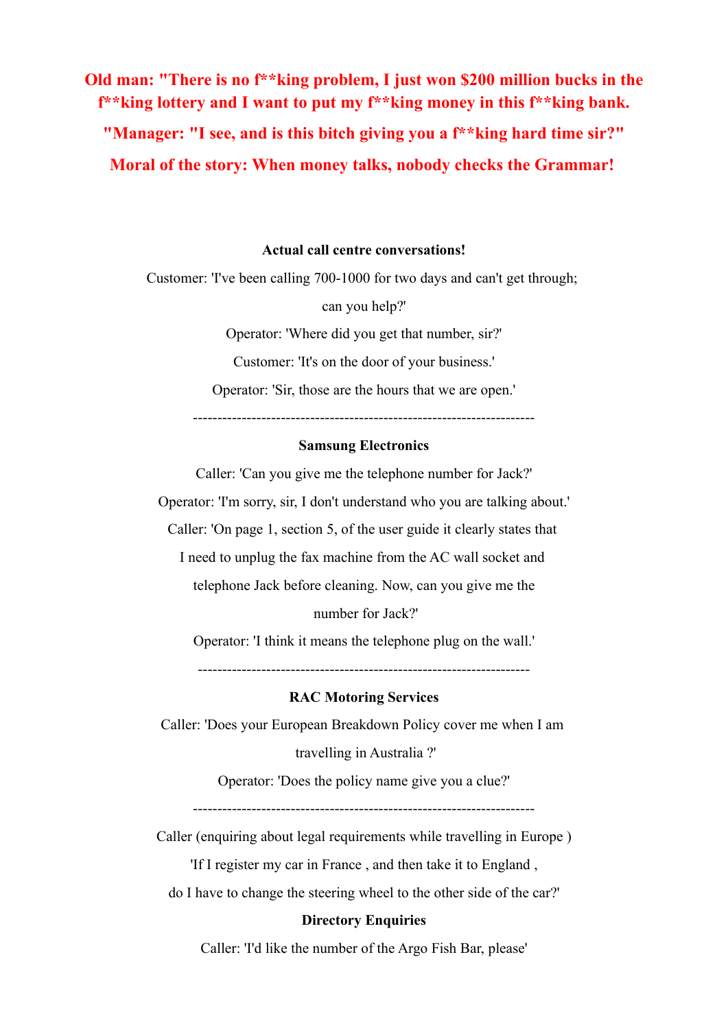**Old man: "There is no f**king problem, I just won $200 million bucks in the f**king lottery and I want to put my f**king money in this f**king bank.**

**"Manager: "I see, and is this bitch giving you a f**king hard time sir?"**

**Moral of the story: When money talks, nobody checks the Grammar!**

**Actual call centre conversations!**

Customer: 'I've been calling 700-1000 for two days and can't get through; can you help?'

Operator: 'Where did you get that number, sir?'

Customer: 'It's on the door of your business.'

Operator: 'Sir, those are the hours that we are open.'

---------------------------------------------------------------------

**Samsung Electronics**

Caller: 'Can you give me the telephone number for Jack?'

Operator: 'I'm sorry, sir, I don't understand who you are talking about.'

Caller: 'On page 1, section 5, of the user guide it clearly states that I need to unplug the fax machine from the AC wall socket and telephone Jack before cleaning. Now, can you give me the number for Jack?'

Operator: 'I think it means the telephone plug on the wall.'

-------------------------------------------------------------------

**RAC Motoring Services**

Caller: 'Does your European Breakdown Policy cover me when I am travelling in Australia ?'

Operator: 'Does the policy name give you a clue?'

---------------------------------------------------------------------

Caller (enquiring about legal requirements while travelling in Europe )

'If I register my car in France , and then take it to England , do I have to change the steering wheel to the other side of the car?'

**Directory Enquiries**

Caller: 'I'd like the number of the Argo Fish Bar, please'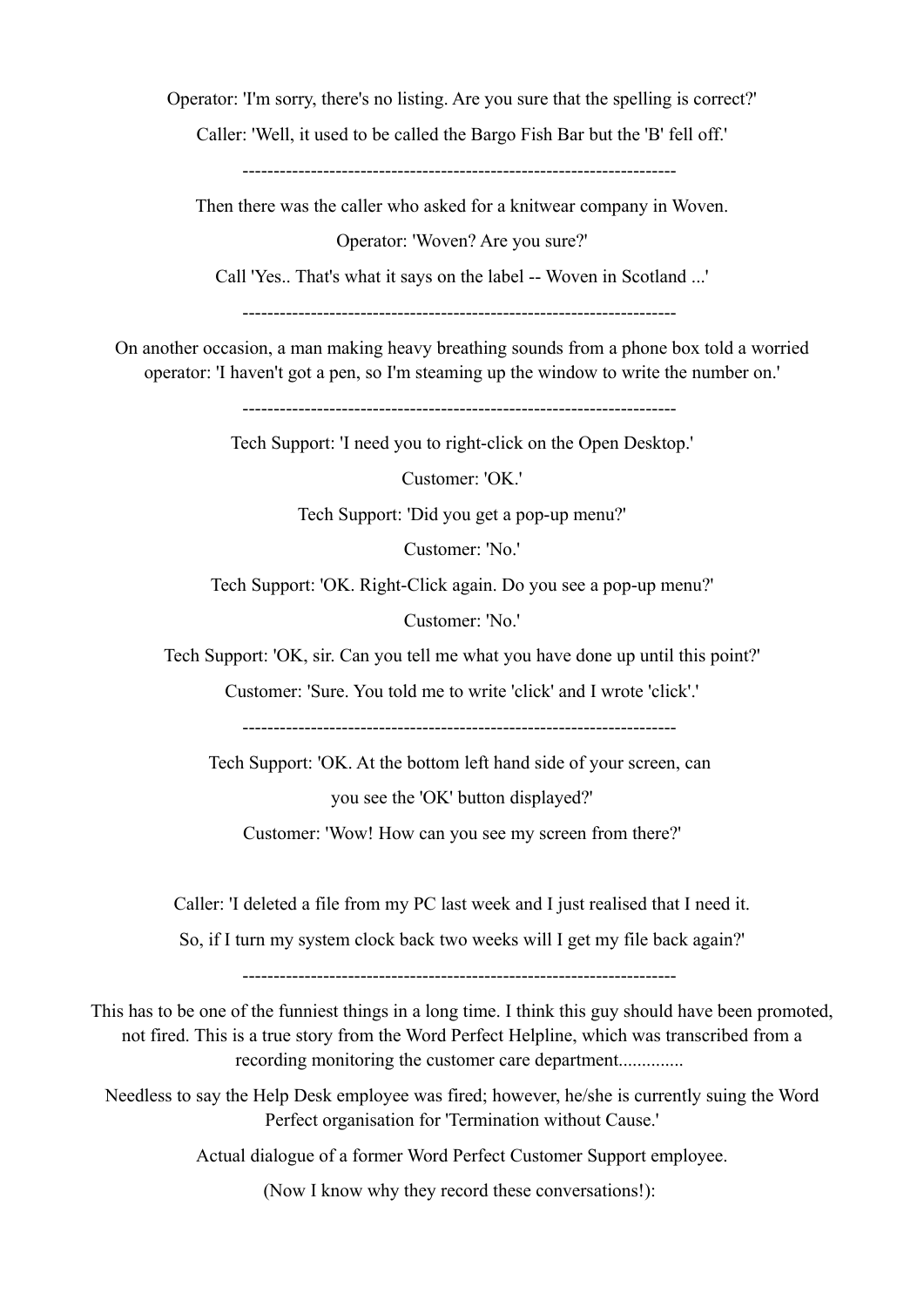Operator: 'I'm sorry, there's no listing. Are you sure that the spelling is correct?'

Caller: 'Well, it used to be called the Bargo Fish Bar but the 'B' fell off.'

----------------------------------------------------------------------

Then there was the caller who asked for a knitwear company in Woven.

Operator: 'Woven? Are you sure?'

Call 'Yes.. That's what it says on the label -- Woven in Scotland ...'

----------------------------------------------------------------------

On another occasion, a man making heavy breathing sounds from a phone box told a worried operator: 'I haven't got a pen, so I'm steaming up the window to write the number on.'

----------------------------------------------------------------------

Tech Support: 'I need you to right-click on the Open Desktop.'

Customer: 'OK.'

Tech Support: 'Did you get a pop-up menu?'

Customer: 'No.'

Tech Support: 'OK. Right-Click again. Do you see a pop-up menu?'

Customer: 'No.'

Tech Support: 'OK, sir. Can you tell me what you have done up until this point?'

Customer: 'Sure. You told me to write 'click' and I wrote 'click'.'

----------------------------------------------------------------------

Tech Support: 'OK. At the bottom left hand side of your screen, can

you see the 'OK' button displayed?'

Customer: 'Wow! How can you see my screen from there?'

Caller: 'I deleted a file from my PC last week and I just realised that I need it.

So, if I turn my system clock back two weeks will I get my file back again?'

----------------------------------------------------------------------

This has to be one of the funniest things in a long time. I think this guy should have been promoted, not fired. This is a true story from the Word Perfect Helpline, which was transcribed from a recording monitoring the customer care department..............

Needless to say the Help Desk employee was fired; however, he/she is currently suing the Word Perfect organisation for 'Termination without Cause.'

Actual dialogue of a former Word Perfect Customer Support employee.

(Now I know why they record these conversations!):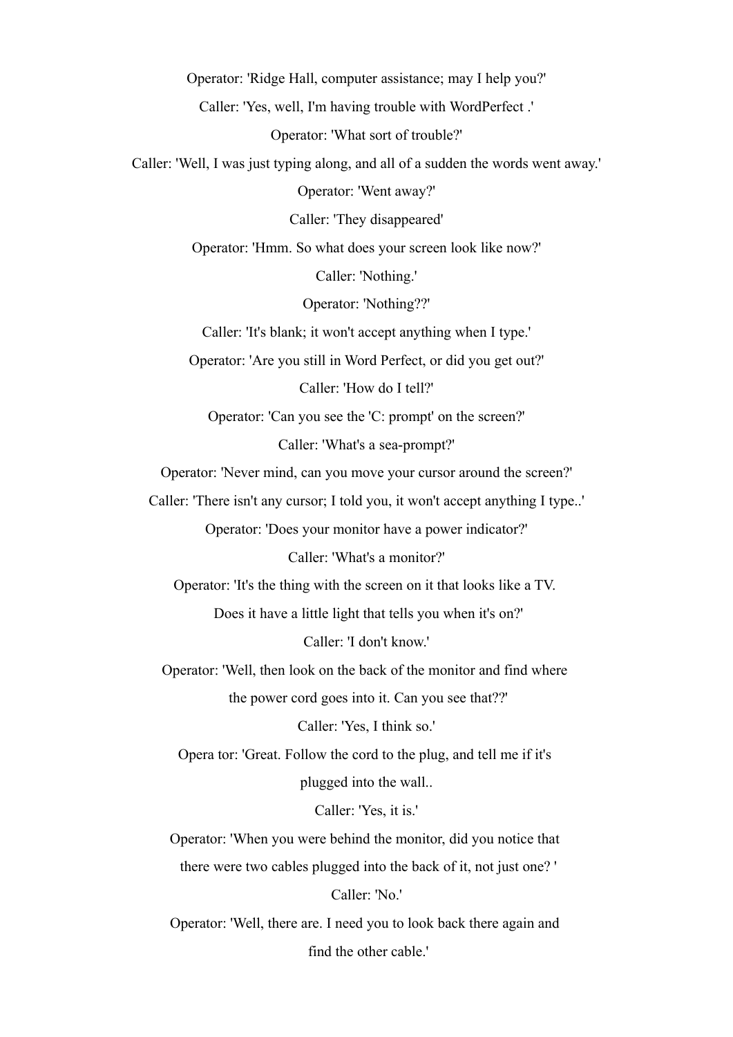Operator: 'Ridge Hall, computer assistance; may I help you?'

Caller: 'Yes, well, I'm having trouble with WordPerfect .'

Operator: 'What sort of trouble?'

Caller: 'Well, I was just typing along, and all of a sudden the words went away.'

Operator: 'Went away?'

Caller: 'They disappeared'

Operator: 'Hmm. So what does your screen look like now?'

Caller: 'Nothing.'

Operator: 'Nothing??'

Caller: 'It's blank; it won't accept anything when I type.'

Operator: 'Are you still in Word Perfect, or did you get out?'

Caller: 'How do I tell?'

Operator: 'Can you see the 'C: prompt' on the screen?'

Caller: 'What's a sea-prompt?'

Operator: 'Never mind, can you move your cursor around the screen?'

Caller: 'There isn't any cursor; I told you, it won't accept anything I type..'

Operator: 'Does your monitor have a power indicator?'

Caller: 'What's a monitor?'

Operator: 'It's the thing with the screen on it that looks like a TV.
Does it have a little light that tells you when it's on?'

Caller: 'I don't know.'

Operator: 'Well, then look on the back of the monitor and find where
the power cord goes into it. Can you see that??'

Caller: 'Yes, I think so.'

Opera tor: 'Great. Follow the cord to the plug, and tell me if it's
plugged into the wall..

Caller: 'Yes, it is.'

Operator: 'When you were behind the monitor, did you notice that
there were two cables plugged into the back of it, not just one? '

Caller: 'No.'

Operator: 'Well, there are. I need you to look back there again and
find the other cable.'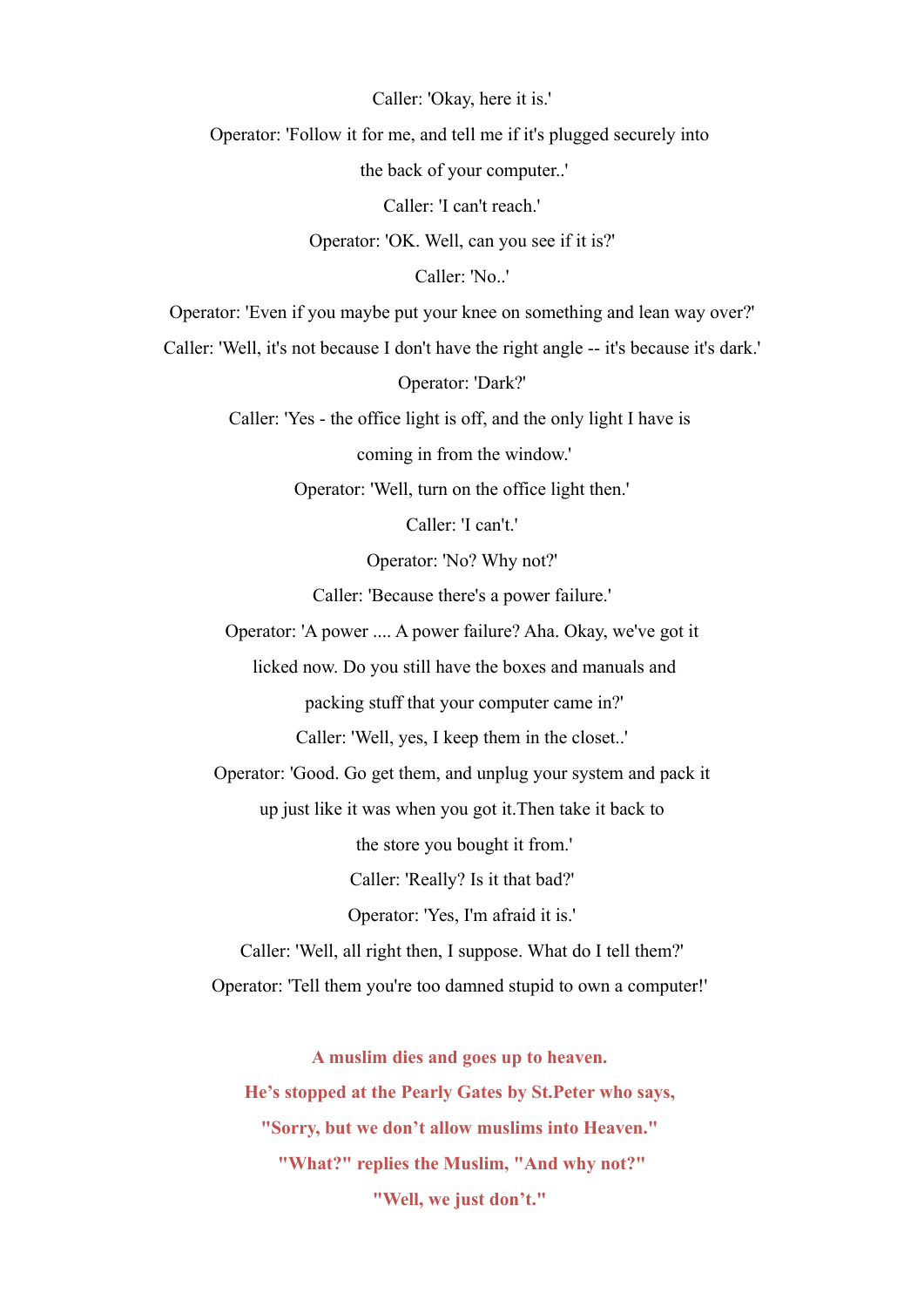Caller: 'Okay, here it is.'

Operator: 'Follow it for me, and tell me if it's plugged securely into the back of your computer..'

Caller: 'I can't reach.'

Operator: 'OK. Well, can you see if it is?'

Caller: 'No..'

Operator: 'Even if you maybe put your knee on something and lean way over?'

Caller: 'Well, it's not because I don't have the right angle -- it's because it's dark.'

Operator: 'Dark?'

Caller: 'Yes - the office light is off, and the only light I have is coming in from the window.'

Operator: 'Well, turn on the office light then.'

Caller: 'I can't.'

Operator: 'No? Why not?'

Caller: 'Because there's a power failure.'

Operator: 'A power .... A power failure? Aha. Okay, we've got it licked now. Do you still have the boxes and manuals and packing stuff that your computer came in?'

Caller: 'Well, yes, I keep them in the closet..'

Operator: 'Good. Go get them, and unplug your system and pack it up just like it was when you got it.Then take it back to the store you bought it from.'

Caller: 'Really? Is it that bad?'

Operator: 'Yes, I'm afraid it is.'

Caller: 'Well, all right then, I suppose. What do I tell them?'

Operator: 'Tell them you're too damned stupid to own a computer!'

**A muslim dies and goes up to heaven.**

**He's stopped at the Pearly Gates by St.Peter who says,**

**"Sorry, but we don't allow muslims into Heaven."**

**"What?" replies the Muslim, "And why not?"**

**"Well, we just don't."**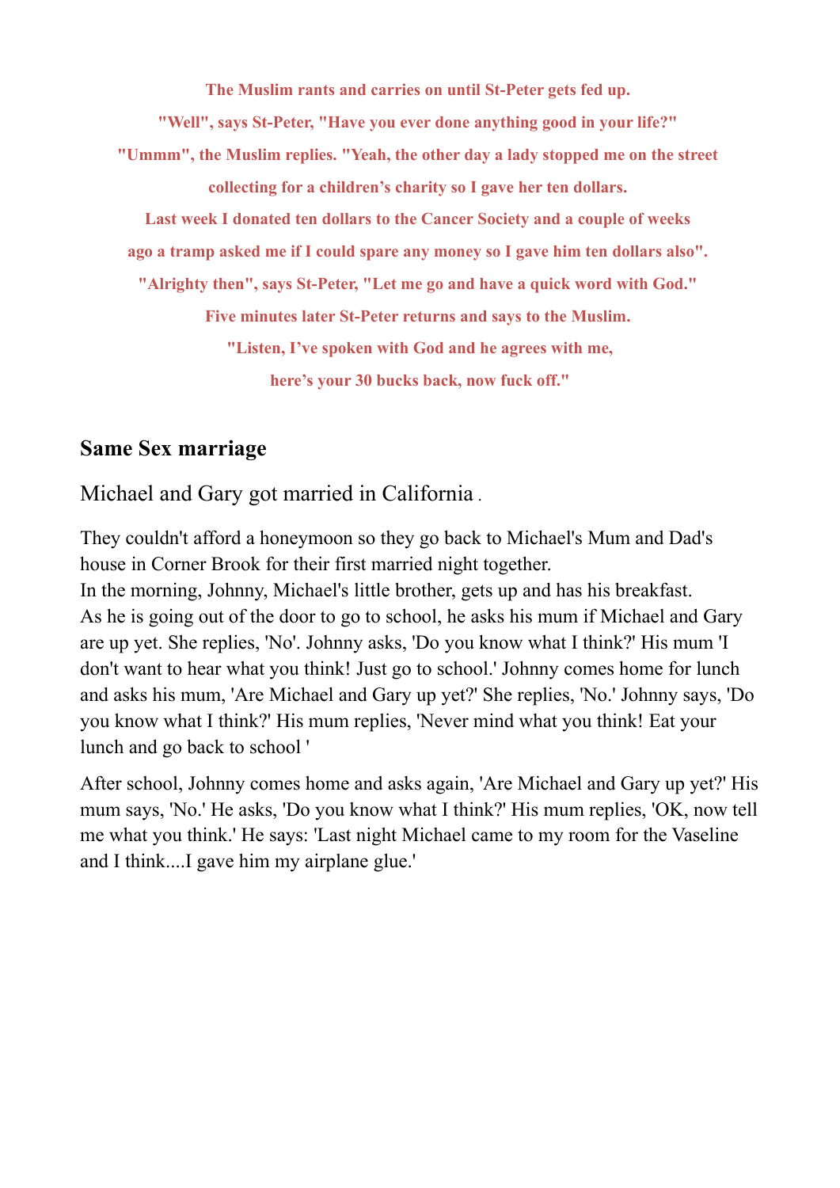**The Muslim rants and carries on until St-Peter gets fed up.**

**"Well", says St-Peter, "Have you ever done anything good in your life?"**

**"Ummm", the Muslim replies. "Yeah, the other day a lady stopped me on the street collecting for a children's charity so I gave her ten dollars.**

**Last week I donated ten dollars to the Cancer Society and a couple of weeks ago a tramp asked me if I could spare any money so I gave him ten dollars also".**

**"Alrighty then", says St-Peter, "Let me go and have a quick word with God."**

**Five minutes later St-Peter returns and says to the Muslim.**

**"Listen, I've spoken with God and he agrees with me,**

**here's your 30 bucks back, now fuck off."**

### Same Sex marriage

Michael and Gary got married in California .

They couldn't afford a honeymoon so they go back to Michael's Mum and Dad's house in Corner Brook for their first married night together.
In the morning, Johnny, Michael's little brother, gets up and has his breakfast. As he is going out of the door to go to school, he asks his mum if Michael and Gary are up yet. She replies, 'No'. Johnny asks, 'Do you know what I think?' His mum 'I don't want to hear what you think! Just go to school.' Johnny comes home for lunch and asks his mum, 'Are Michael and Gary up yet?' She replies, 'No.' Johnny says, 'Do you know what I think?' His mum replies, 'Never mind what you think! Eat your lunch and go back to school '

After school, Johnny comes home and asks again, 'Are Michael and Gary up yet?' His mum says, 'No.' He asks, 'Do you know what I think?' His mum replies, 'OK, now tell me what you think.' He says: 'Last night Michael came to my room for the Vaseline and I think....I gave him my airplane glue.'